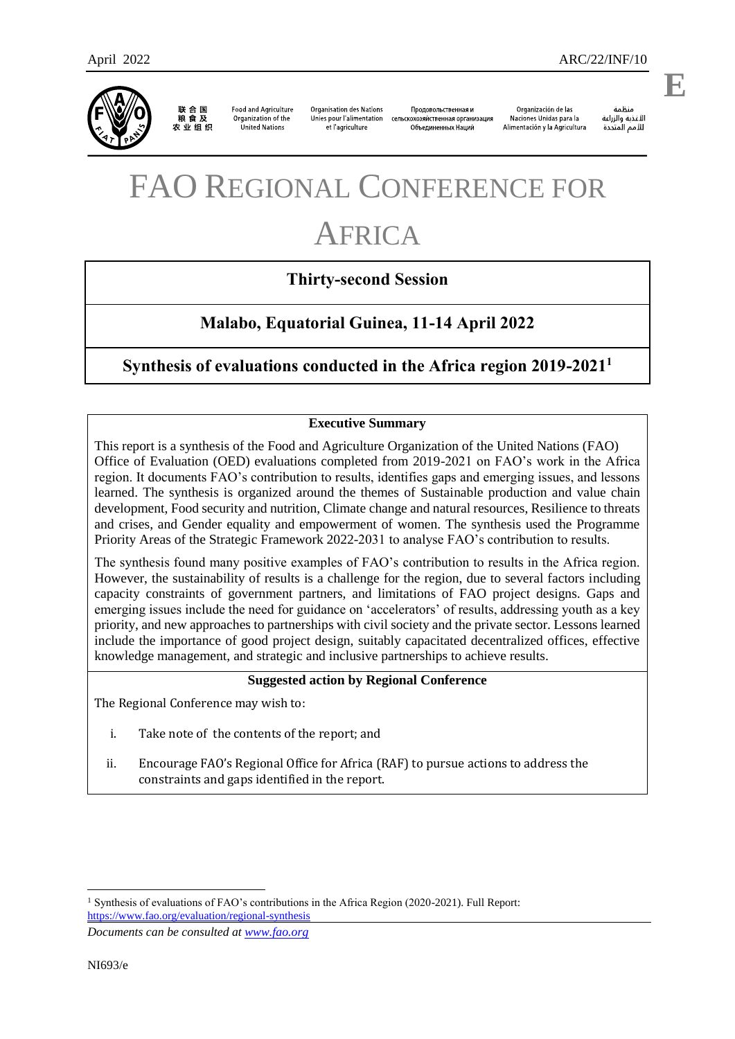April 2022 ARC/22/INF/10

E

联合国粮食及农业组织 | Food and Agriculture Organization of the United Nations | Organisation des Nations Unies pour l'alimentation et l'agriculture | Продовольственная и сельскохозяйственная организация Объединенных Наций | Organización de las Naciones Unidas para la Alimentación y la Agricultura | منظمة الأغذية والزراعة للأمم المتحدة

# FAO REGIONAL CONFERENCE FOR AFRICA

## Thirty-second Session

## Malabo, Equatorial Guinea, 11-14 April 2022

## Synthesis of evaluations conducted in the Africa region 2019-2021[1]

**Executive Summary**

This report is a synthesis of the Food and Agriculture Organization of the United Nations (FAO) Office of Evaluation (OED) evaluations completed from 2019-2021 on FAO's work in the Africa region. It documents FAO's contribution to results, identifies gaps and emerging issues, and lessons learned. The synthesis is organized around the themes of Sustainable production and value chain development, Food security and nutrition, Climate change and natural resources, Resilience to threats and crises, and Gender equality and empowerment of women. The synthesis used the Programme Priority Areas of the Strategic Framework 2022-2031 to analyse FAO's contribution to results.

The synthesis found many positive examples of FAO's contribution to results in the Africa region. However, the sustainability of results is a challenge for the region, due to several factors including capacity constraints of government partners, and limitations of FAO project designs. Gaps and emerging issues include the need for guidance on 'accelerators' of results, addressing youth as a key priority, and new approaches to partnerships with civil society and the private sector. Lessons learned include the importance of good project design, suitably capacitated decentralized offices, effective knowledge management, and strategic and inclusive partnerships to achieve results.

**Suggested action by Regional Conference**

The Regional Conference may wish to:

i. Take note of the contents of the report; and

ii. Encourage FAO's Regional Office for Africa (RAF) to pursue actions to address the constraints and gaps identified in the report.

[1] Synthesis of evaluations of FAO's contributions in the Africa Region (2020-2021). Full Report: https://www.fao.org/evaluation/regional-synthesis

*Documents can be consulted at www.fao.org*

NI693/e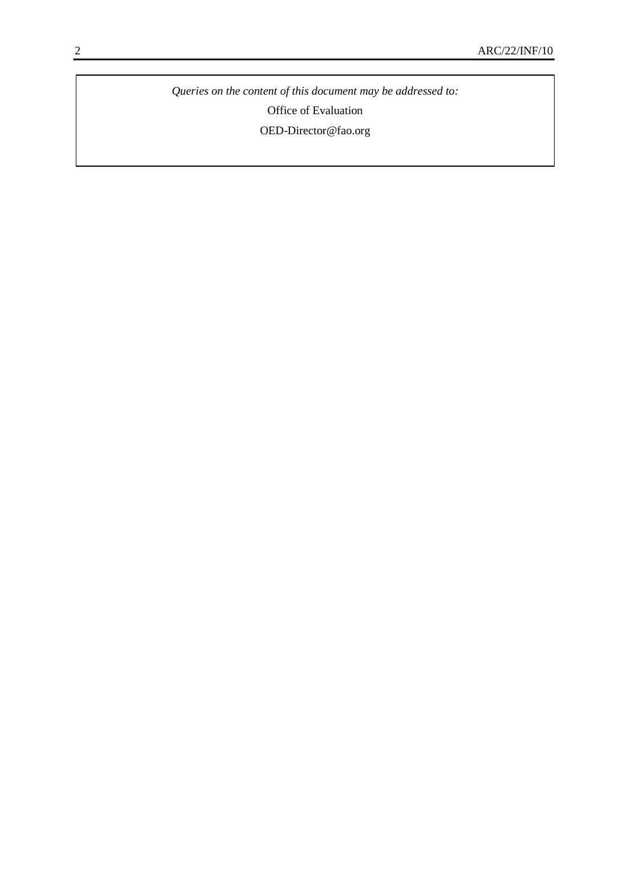*Queries on the content of this document may be addressed to:*

Office of Evaluation

OED-Director@fao.org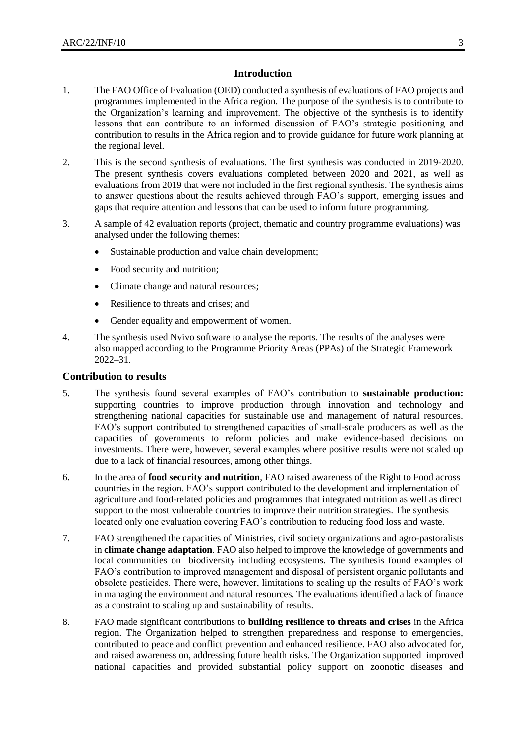## Introduction

1. The FAO Office of Evaluation (OED) conducted a synthesis of evaluations of FAO projects and programmes implemented in the Africa region. The purpose of the synthesis is to contribute to the Organization's learning and improvement. The objective of the synthesis is to identify lessons that can contribute to an informed discussion of FAO's strategic positioning and contribution to results in the Africa region and to provide guidance for future work planning at the regional level.

2. This is the second synthesis of evaluations. The first synthesis was conducted in 2019-2020. The present synthesis covers evaluations completed between 2020 and 2021, as well as evaluations from 2019 that were not included in the first regional synthesis. The synthesis aims to answer questions about the results achieved through FAO's support, emerging issues and gaps that require attention and lessons that can be used to inform future programming.

3. A sample of 42 evaluation reports (project, thematic and country programme evaluations) was analysed under the following themes:
   - Sustainable production and value chain development;
   - Food security and nutrition;
   - Climate change and natural resources;
   - Resilience to threats and crises; and
   - Gender equality and empowerment of women.

4. The synthesis used Nvivo software to analyse the reports. The results of the analyses were also mapped according to the Programme Priority Areas (PPAs) of the Strategic Framework 2022–31.

### Contribution to results

5. The synthesis found several examples of FAO's contribution to **sustainable production:** supporting countries to improve production through innovation and technology and strengthening national capacities for sustainable use and management of natural resources. FAO's support contributed to strengthened capacities of small-scale producers as well as the capacities of governments to reform policies and make evidence-based decisions on investments. There were, however, several examples where positive results were not scaled up due to a lack of financial resources, among other things.

6. In the area of **food security and nutrition**, FAO raised awareness of the Right to Food across countries in the region. FAO's support contributed to the development and implementation of agriculture and food-related policies and programmes that integrated nutrition as well as direct support to the most vulnerable countries to improve their nutrition strategies. The synthesis located only one evaluation covering FAO's contribution to reducing food loss and waste.

7. FAO strengthened the capacities of Ministries, civil society organizations and agro-pastoralists in **climate change adaptation**. FAO also helped to improve the knowledge of governments and local communities on biodiversity including ecosystems. The synthesis found examples of FAO's contribution to improved management and disposal of persistent organic pollutants and obsolete pesticides. There were, however, limitations to scaling up the results of FAO's work in managing the environment and natural resources. The evaluations identified a lack of finance as a constraint to scaling up and sustainability of results.

8. FAO made significant contributions to **building resilience to threats and crises** in the Africa region. The Organization helped to strengthen preparedness and response to emergencies, contributed to peace and conflict prevention and enhanced resilience. FAO also advocated for, and raised awareness on, addressing future health risks. The Organization supported improved national capacities and provided substantial policy support on zoonotic diseases and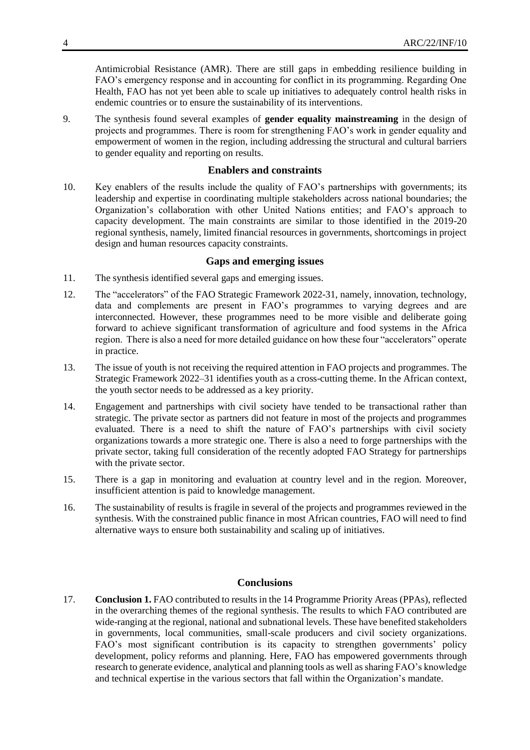Antimicrobial Resistance (AMR). There are still gaps in embedding resilience building in FAO's emergency response and in accounting for conflict in its programming. Regarding One Health, FAO has not yet been able to scale up initiatives to adequately control health risks in endemic countries or to ensure the sustainability of its interventions.

9. The synthesis found several examples of **gender equality mainstreaming** in the design of projects and programmes. There is room for strengthening FAO's work in gender equality and empowerment of women in the region, including addressing the structural and cultural barriers to gender equality and reporting on results.

### Enablers and constraints

10. Key enablers of the results include the quality of FAO's partnerships with governments; its leadership and expertise in coordinating multiple stakeholders across national boundaries; the Organization's collaboration with other United Nations entities; and FAO's approach to capacity development. The main constraints are similar to those identified in the 2019-20 regional synthesis, namely, limited financial resources in governments, shortcomings in project design and human resources capacity constraints.

### Gaps and emerging issues

11. The synthesis identified several gaps and emerging issues.

12. The "accelerators" of the FAO Strategic Framework 2022-31, namely, innovation, technology, data and complements are present in FAO's programmes to varying degrees and are interconnected. However, these programmes need to be more visible and deliberate going forward to achieve significant transformation of agriculture and food systems in the Africa region. There is also a need for more detailed guidance on how these four "accelerators" operate in practice.

13. The issue of youth is not receiving the required attention in FAO projects and programmes. The Strategic Framework 2022–31 identifies youth as a cross-cutting theme. In the African context, the youth sector needs to be addressed as a key priority.

14. Engagement and partnerships with civil society have tended to be transactional rather than strategic. The private sector as partners did not feature in most of the projects and programmes evaluated. There is a need to shift the nature of FAO's partnerships with civil society organizations towards a more strategic one. There is also a need to forge partnerships with the private sector, taking full consideration of the recently adopted FAO Strategy for partnerships with the private sector.

15. There is a gap in monitoring and evaluation at country level and in the region. Moreover, insufficient attention is paid to knowledge management.

16. The sustainability of results is fragile in several of the projects and programmes reviewed in the synthesis. With the constrained public finance in most African countries, FAO will need to find alternative ways to ensure both sustainability and scaling up of initiatives.

### Conclusions

17. **Conclusion 1.** FAO contributed to results in the 14 Programme Priority Areas (PPAs), reflected in the overarching themes of the regional synthesis. The results to which FAO contributed are wide-ranging at the regional, national and subnational levels. These have benefited stakeholders in governments, local communities, small-scale producers and civil society organizations. FAO's most significant contribution is its capacity to strengthen governments' policy development, policy reforms and planning. Here, FAO has empowered governments through research to generate evidence, analytical and planning tools as well as sharing FAO's knowledge and technical expertise in the various sectors that fall within the Organization's mandate.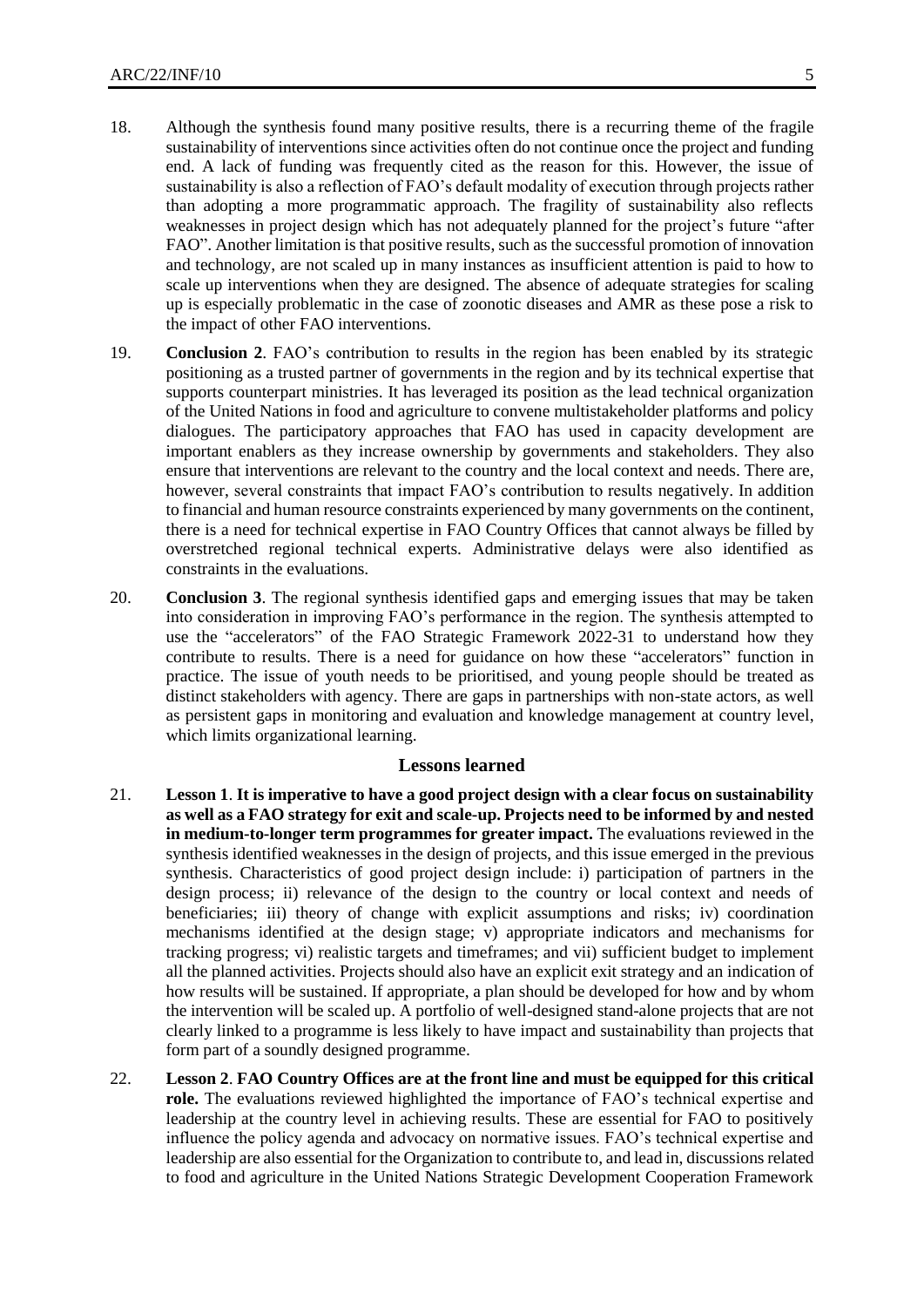18. Although the synthesis found many positive results, there is a recurring theme of the fragile sustainability of interventions since activities often do not continue once the project and funding end. A lack of funding was frequently cited as the reason for this. However, the issue of sustainability is also a reflection of FAO's default modality of execution through projects rather than adopting a more programmatic approach. The fragility of sustainability also reflects weaknesses in project design which has not adequately planned for the project's future "after FAO". Another limitation is that positive results, such as the successful promotion of innovation and technology, are not scaled up in many instances as insufficient attention is paid to how to scale up interventions when they are designed. The absence of adequate strategies for scaling up is especially problematic in the case of zoonotic diseases and AMR as these pose a risk to the impact of other FAO interventions.

19. **Conclusion 2**. FAO's contribution to results in the region has been enabled by its strategic positioning as a trusted partner of governments in the region and by its technical expertise that supports counterpart ministries. It has leveraged its position as the lead technical organization of the United Nations in food and agriculture to convene multistakeholder platforms and policy dialogues. The participatory approaches that FAO has used in capacity development are important enablers as they increase ownership by governments and stakeholders. They also ensure that interventions are relevant to the country and the local context and needs. There are, however, several constraints that impact FAO's contribution to results negatively. In addition to financial and human resource constraints experienced by many governments on the continent, there is a need for technical expertise in FAO Country Offices that cannot always be filled by overstretched regional technical experts. Administrative delays were also identified as constraints in the evaluations.

20. **Conclusion 3**. The regional synthesis identified gaps and emerging issues that may be taken into consideration in improving FAO's performance in the region. The synthesis attempted to use the "accelerators" of the FAO Strategic Framework 2022-31 to understand how they contribute to results. There is a need for guidance on how these "accelerators" function in practice. The issue of youth needs to be prioritised, and young people should be treated as distinct stakeholders with agency. There are gaps in partnerships with non-state actors, as well as persistent gaps in monitoring and evaluation and knowledge management at country level, which limits organizational learning.

## Lessons learned

21. **Lesson 1**. **It is imperative to have a good project design with a clear focus on sustainability as well as a FAO strategy for exit and scale-up. Projects need to be informed by and nested in medium-to-longer term programmes for greater impact.** The evaluations reviewed in the synthesis identified weaknesses in the design of projects, and this issue emerged in the previous synthesis. Characteristics of good project design include: i) participation of partners in the design process; ii) relevance of the design to the country or local context and needs of beneficiaries; iii) theory of change with explicit assumptions and risks; iv) coordination mechanisms identified at the design stage; v) appropriate indicators and mechanisms for tracking progress; vi) realistic targets and timeframes; and vii) sufficient budget to implement all the planned activities. Projects should also have an explicit exit strategy and an indication of how results will be sustained. If appropriate, a plan should be developed for how and by whom the intervention will be scaled up. A portfolio of well-designed stand-alone projects that are not clearly linked to a programme is less likely to have impact and sustainability than projects that form part of a soundly designed programme.

22. **Lesson 2**. **FAO Country Offices are at the front line and must be equipped for this critical role.** The evaluations reviewed highlighted the importance of FAO's technical expertise and leadership at the country level in achieving results. These are essential for FAO to positively influence the policy agenda and advocacy on normative issues. FAO's technical expertise and leadership are also essential for the Organization to contribute to, and lead in, discussions related to food and agriculture in the United Nations Strategic Development Cooperation Framework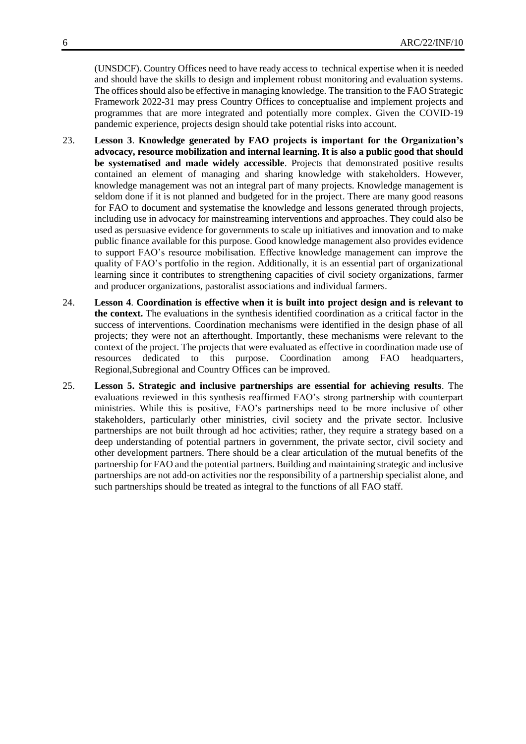(UNSDCF). Country Offices need to have ready access to technical expertise when it is needed and should have the skills to design and implement robust monitoring and evaluation systems. The offices should also be effective in managing knowledge. The transition to the FAO Strategic Framework 2022-31 may press Country Offices to conceptualise and implement projects and programmes that are more integrated and potentially more complex. Given the COVID-19 pandemic experience, projects design should take potential risks into account.

23. **Lesson 3**. **Knowledge generated by FAO projects is important for the Organization's advocacy, resource mobilization and internal learning. It is also a public good that should be systematised and made widely accessible**. Projects that demonstrated positive results contained an element of managing and sharing knowledge with stakeholders. However, knowledge management was not an integral part of many projects. Knowledge management is seldom done if it is not planned and budgeted for in the project. There are many good reasons for FAO to document and systematise the knowledge and lessons generated through projects, including use in advocacy for mainstreaming interventions and approaches. They could also be used as persuasive evidence for governments to scale up initiatives and innovation and to make public finance available for this purpose. Good knowledge management also provides evidence to support FAO's resource mobilisation. Effective knowledge management can improve the quality of FAO's portfolio in the region. Additionally, it is an essential part of organizational learning since it contributes to strengthening capacities of civil society organizations, farmer and producer organizations, pastoralist associations and individual farmers.

24. **Lesson 4**. **Coordination is effective when it is built into project design and is relevant to the context.** The evaluations in the synthesis identified coordination as a critical factor in the success of interventions. Coordination mechanisms were identified in the design phase of all projects; they were not an afterthought. Importantly, these mechanisms were relevant to the context of the project. The projects that were evaluated as effective in coordination made use of resources dedicated to this purpose. Coordination among FAO headquarters, Regional,Subregional and Country Offices can be improved.

25. **Lesson 5. Strategic and inclusive partnerships are essential for achieving results**. The evaluations reviewed in this synthesis reaffirmed FAO's strong partnership with counterpart ministries. While this is positive, FAO's partnerships need to be more inclusive of other stakeholders, particularly other ministries, civil society and the private sector. Inclusive partnerships are not built through ad hoc activities; rather, they require a strategy based on a deep understanding of potential partners in government, the private sector, civil society and other development partners. There should be a clear articulation of the mutual benefits of the partnership for FAO and the potential partners. Building and maintaining strategic and inclusive partnerships are not add-on activities nor the responsibility of a partnership specialist alone, and such partnerships should be treated as integral to the functions of all FAO staff.